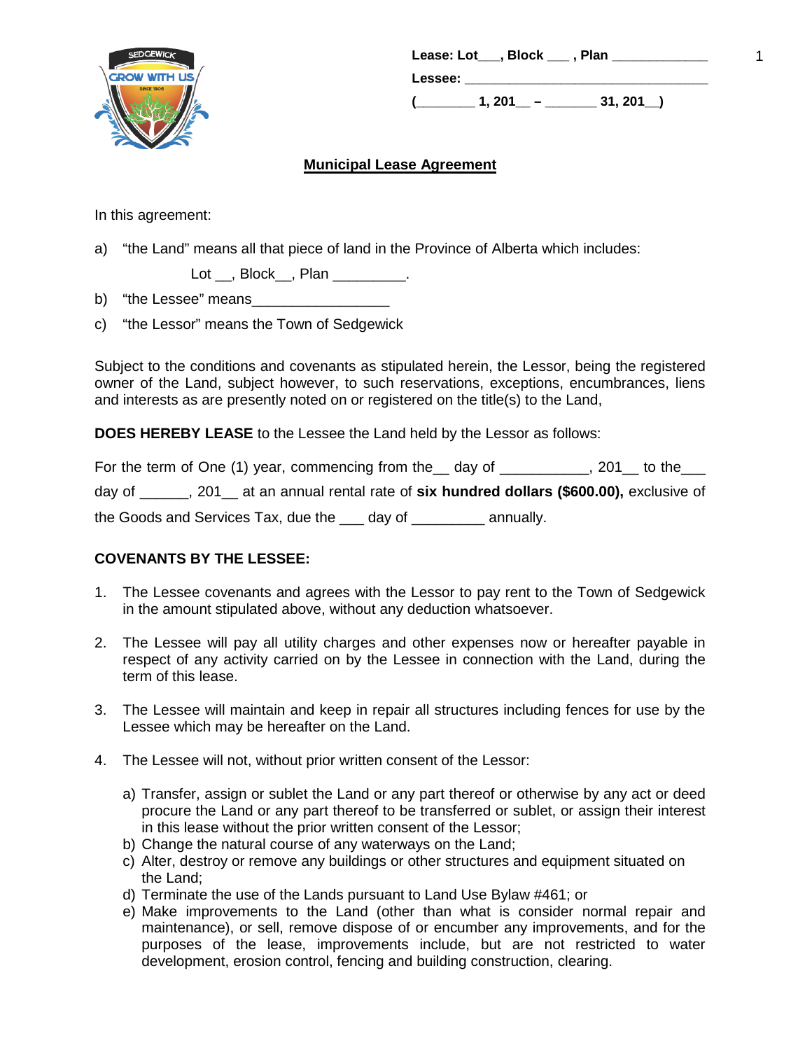**Lease: Lot___, Block ___ , Plan ____________**

**Lessee: ______________________________**

**(________ 1, 201__ – _______ 31, 201__)**

# Municipal Lease Agreement

In this agreement:

a) "the Land" means all that piece of land in the Province of Alberta which includes:

Lot __, Block__, Plan _________.

b) "the Lessee" means_________________

c) "the Lessor" means the Town of Sedgewick

Subject to the conditions and covenants as stipulated herein, the Lessor, being the registered owner of the Land, subject however, to such reservations, exceptions, encumbrances, liens and interests as are presently noted on or registered on the title(s) to the Land,

**DOES HEREBY LEASE** to the Lessee the Land held by the Lessor as follows:

For the term of One (1) year, commencing from the__ day of ___________, 201__ to the___ day of ______, 201__ at an annual rental rate of **six hundred dollars ($600.00),** exclusive of the Goods and Services Tax, due the ___ day of _________ annually.

**COVENANTS BY THE LESSEE:**

1. The Lessee covenants and agrees with the Lessor to pay rent to the Town of Sedgewick in the amount stipulated above, without any deduction whatsoever.

2. The Lessee will pay all utility charges and other expenses now or hereafter payable in respect of any activity carried on by the Lessee in connection with the Land, during the term of this lease.

3. The Lessee will maintain and keep in repair all structures including fences for use by the Lessee which may be hereafter on the Land.

4. The Lessee will not, without prior written consent of the Lessor:

   a) Transfer, assign or sublet the Land or any part thereof or otherwise by any act or deed procure the Land or any part thereof to be transferred or sublet, or assign their interest in this lease without the prior written consent of the Lessor;
   b) Change the natural course of any waterways on the Land;
   c) Alter, destroy or remove any buildings or other structures and equipment situated on the Land;
   d) Terminate the use of the Lands pursuant to Land Use Bylaw #461; or
   e) Make improvements to the Land (other than what is consider normal repair and maintenance), or sell, remove dispose of or encumber any improvements, and for the purposes of the lease, improvements include, but are not restricted to water development, erosion control, fencing and building construction, clearing.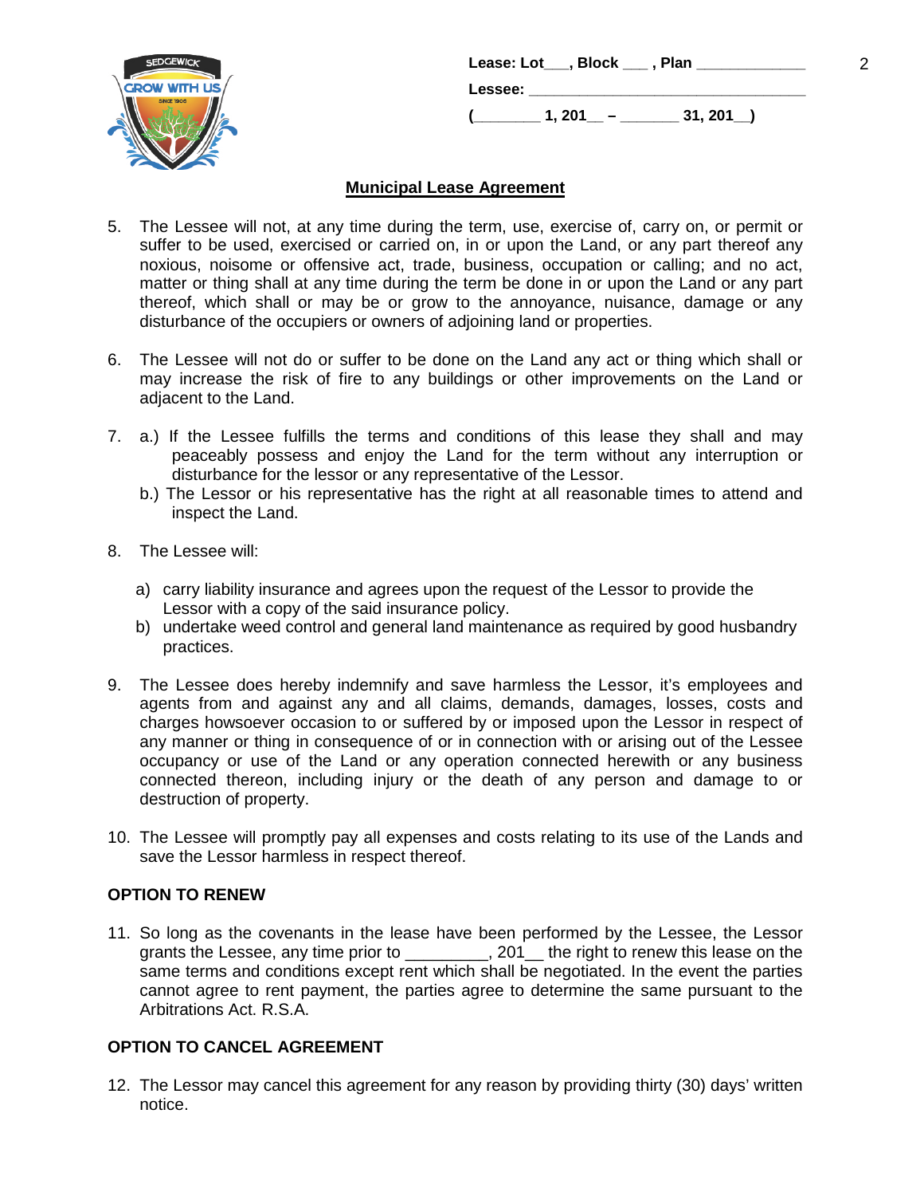Lease: Lot___, Block ___ , Plan _____________

Lessee: ___________________________________

(________ 1, 201__ – _______ 31, 201__)

## Municipal Lease Agreement

5. The Lessee will not, at any time during the term, use, exercise of, carry on, or permit or suffer to be used, exercised or carried on, in or upon the Land, or any part thereof any noxious, noisome or offensive act, trade, business, occupation or calling; and no act, matter or thing shall at any time during the term be done in or upon the Land or any part thereof, which shall or may be or grow to the annoyance, nuisance, damage or any disturbance of the occupiers or owners of adjoining land or properties.

6. The Lessee will not do or suffer to be done on the Land any act or thing which shall or may increase the risk of fire to any buildings or other improvements on the Land or adjacent to the Land.

7. a.) If the Lessee fulfills the terms and conditions of this lease they shall and may peaceably possess and enjoy the Land for the term without any interruption or disturbance for the lessor or any representative of the Lessor.
   b.) The Lessor or his representative has the right at all reasonable times to attend and inspect the Land.

8. The Lessee will:

   a) carry liability insurance and agrees upon the request of the Lessor to provide the Lessor with a copy of the said insurance policy.
   b) undertake weed control and general land maintenance as required by good husbandry practices.

9. The Lessee does hereby indemnify and save harmless the Lessor, it's employees and agents from and against any and all claims, demands, damages, losses, costs and charges howsoever occasion to or suffered by or imposed upon the Lessor in respect of any manner or thing in consequence of or in connection with or arising out of the Lessee occupancy or use of the Land or any operation connected herewith or any business connected thereon, including injury or the death of any person and damage to or destruction of property.

10. The Lessee will promptly pay all expenses and costs relating to its use of the Lands and save the Lessor harmless in respect thereof.

### OPTION TO RENEW

11. So long as the covenants in the lease have been performed by the Lessee, the Lessor grants the Lessee, any time prior to _________, 201__ the right to renew this lease on the same terms and conditions except rent which shall be negotiated. In the event the parties cannot agree to rent payment, the parties agree to determine the same pursuant to the Arbitrations Act. R.S.A.

### OPTION TO CANCEL AGREEMENT

12. The Lessor may cancel this agreement for any reason by providing thirty (30) days' written notice.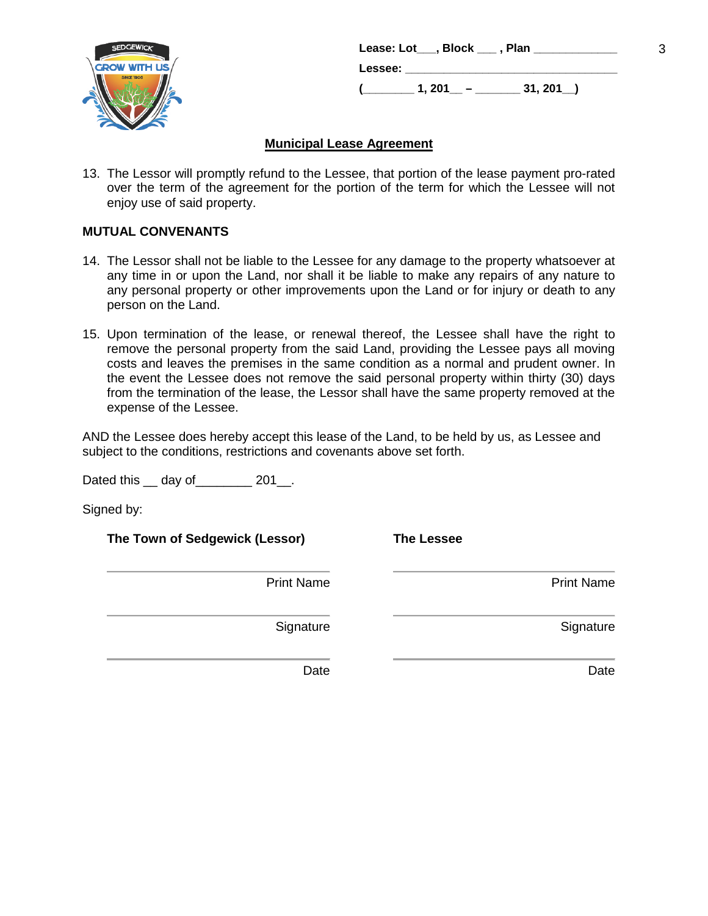Lease: Lot___, Block ___ , Plan _____________

Lessee: ________________________________

(________ 1, 201__ – _______ 31, 201__)

## Municipal Lease Agreement

13. The Lessor will promptly refund to the Lessee, that portion of the lease payment pro-rated over the term of the agreement for the portion of the term for which the Lessee will not enjoy use of said property.

**MUTUAL CONVENANTS**

14. The Lessor shall not be liable to the Lessee for any damage to the property whatsoever at any time in or upon the Land, nor shall it be liable to make any repairs of any nature to any personal property or other improvements upon the Land or for injury or death to any person on the Land.

15. Upon termination of the lease, or renewal thereof, the Lessee shall have the right to remove the personal property from the said Land, providing the Lessee pays all moving costs and leaves the premises in the same condition as a normal and prudent owner. In the event the Lessee does not remove the said personal property within thirty (30) days from the termination of the lease, the Lessor shall have the same property removed at the expense of the Lessee.

AND the Lessee does hereby accept this lease of the Land, to be held by us, as Lessee and subject to the conditions, restrictions and covenants above set forth.

Dated this __ day of________ 201__.

Signed by:

| **The Town of Sedgewick (Lessor)** | **The Lessee** |
|---|---|
| ______________________ Print Name | ______________________ Print Name |
| ______________________ Signature | ______________________ Signature |
| ______________________ Date | ______________________ Date |